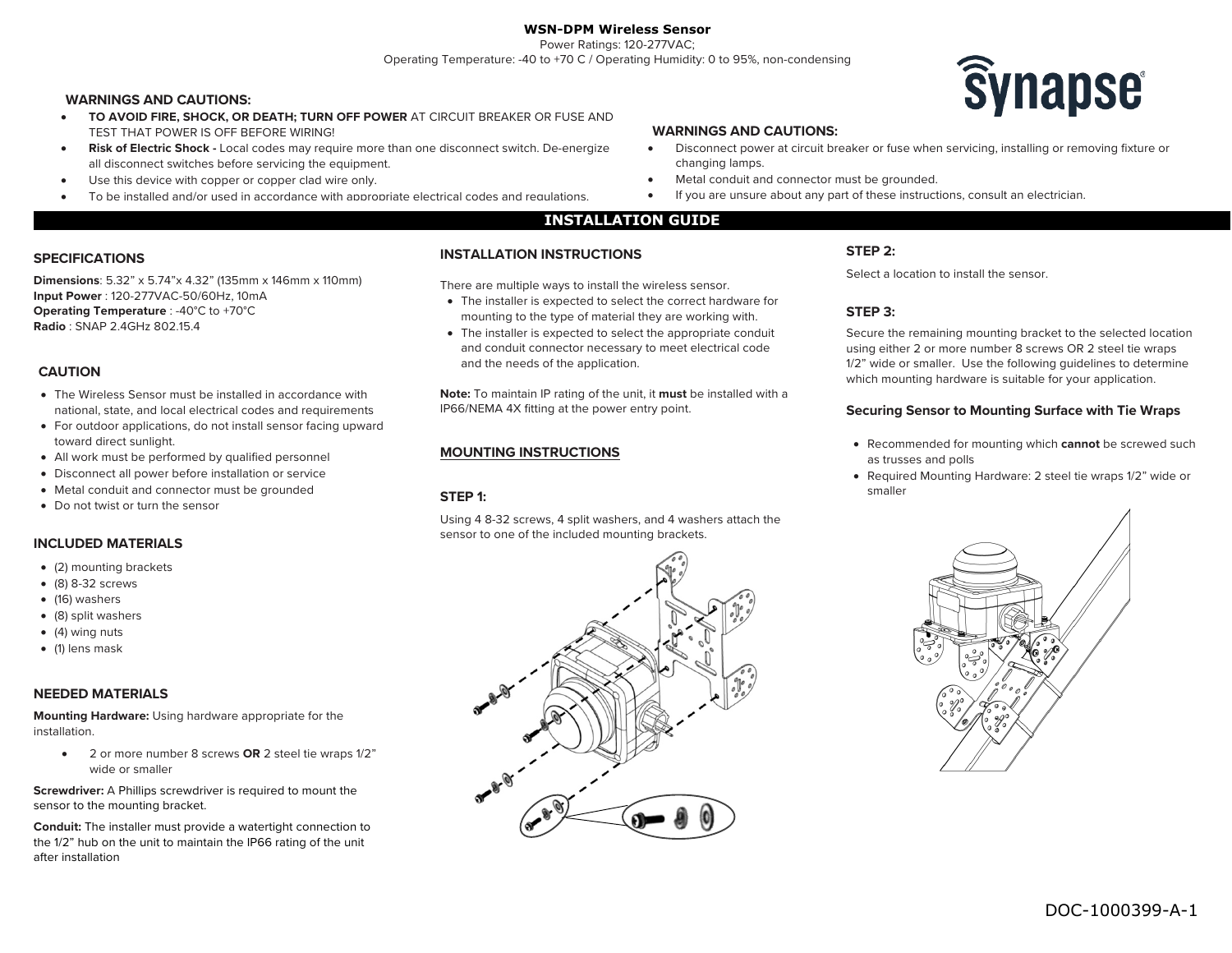# WSN-DPM Wireless Sensor

Power Ratings: 120-277VAC;
Operating Temperature: -40 to +70 C / Operating Humidity: 0 to 95%, non-condensing

synapse

## WARNINGS AND CAUTIONS:

- **TO AVOID FIRE, SHOCK, OR DEATH; TURN OFF POWER** AT CIRCUIT BREAKER OR FUSE AND TEST THAT POWER IS OFF BEFORE WIRING!
- **Risk of Electric Shock -** Local codes may require more than one disconnect switch. De-energize all disconnect switches before servicing the equipment.
- Use this device with copper or copper clad wire only.
- To be installed and/or used in accordance with appropriate electrical codes and regulations.

## WARNINGS AND CAUTIONS:

- Disconnect power at circuit breaker or fuse when servicing, installing or removing fixture or changing lamps.
- Metal conduit and connector must be grounded.
- If you are unsure about any part of these instructions, consult an electrician.

# INSTALLATION GUIDE

## SPECIFICATIONS

**Dimensions**: 5.32" x 5.74"x 4.32" (135mm x 146mm x 110mm)
**Input Power** : 120-277VAC-50/60Hz, 10mA
**Operating Temperature** : -40°C to +70°C
**Radio** : SNAP 2.4GHz 802.15.4

## CAUTION

- The Wireless Sensor must be installed in accordance with national, state, and local electrical codes and requirements
- For outdoor applications, do not install sensor facing upward toward direct sunlight.
- All work must be performed by qualified personnel
- Disconnect all power before installation or service
- Metal conduit and connector must be grounded
- Do not twist or turn the sensor

## INCLUDED MATERIALS

- (2) mounting brackets
- (8) 8-32 screws
- (16) washers
- (8) split washers
- (4) wing nuts
- (1) lens mask

## NEEDED MATERIALS

**Mounting Hardware:** Using hardware appropriate for the installation.

- 2 or more number 8 screws **OR** 2 steel tie wraps 1/2" wide or smaller

**Screwdriver:** A Phillips screwdriver is required to mount the sensor to the mounting bracket.

**Conduit:** The installer must provide a watertight connection to the 1/2" hub on the unit to maintain the IP66 rating of the unit after installation

## INSTALLATION INSTRUCTIONS

There are multiple ways to install the wireless sensor.

- The installer is expected to select the correct hardware for mounting to the type of material they are working with.
- The installer is expected to select the appropriate conduit and conduit connector necessary to meet electrical code and the needs of the application.

**Note:** To maintain IP rating of the unit, it **must** be installed with a IP66/NEMA 4X fitting at the power entry point.

## MOUNTING INSTRUCTIONS

### STEP 1:

Using 4 8-32 screws, 4 split washers, and 4 washers attach the sensor to one of the included mounting brackets.

### STEP 2:

Select a location to install the sensor.

### STEP 3:

Secure the remaining mounting bracket to the selected location using either 2 or more number 8 screws OR 2 steel tie wraps 1/2" wide or smaller. Use the following guidelines to determine which mounting hardware is suitable for your application.

### Securing Sensor to Mounting Surface with Tie Wraps

- Recommended for mounting which **cannot** be screwed such as trusses and polls
- Required Mounting Hardware: 2 steel tie wraps 1/2" wide or smaller

DOC-1000399-A-1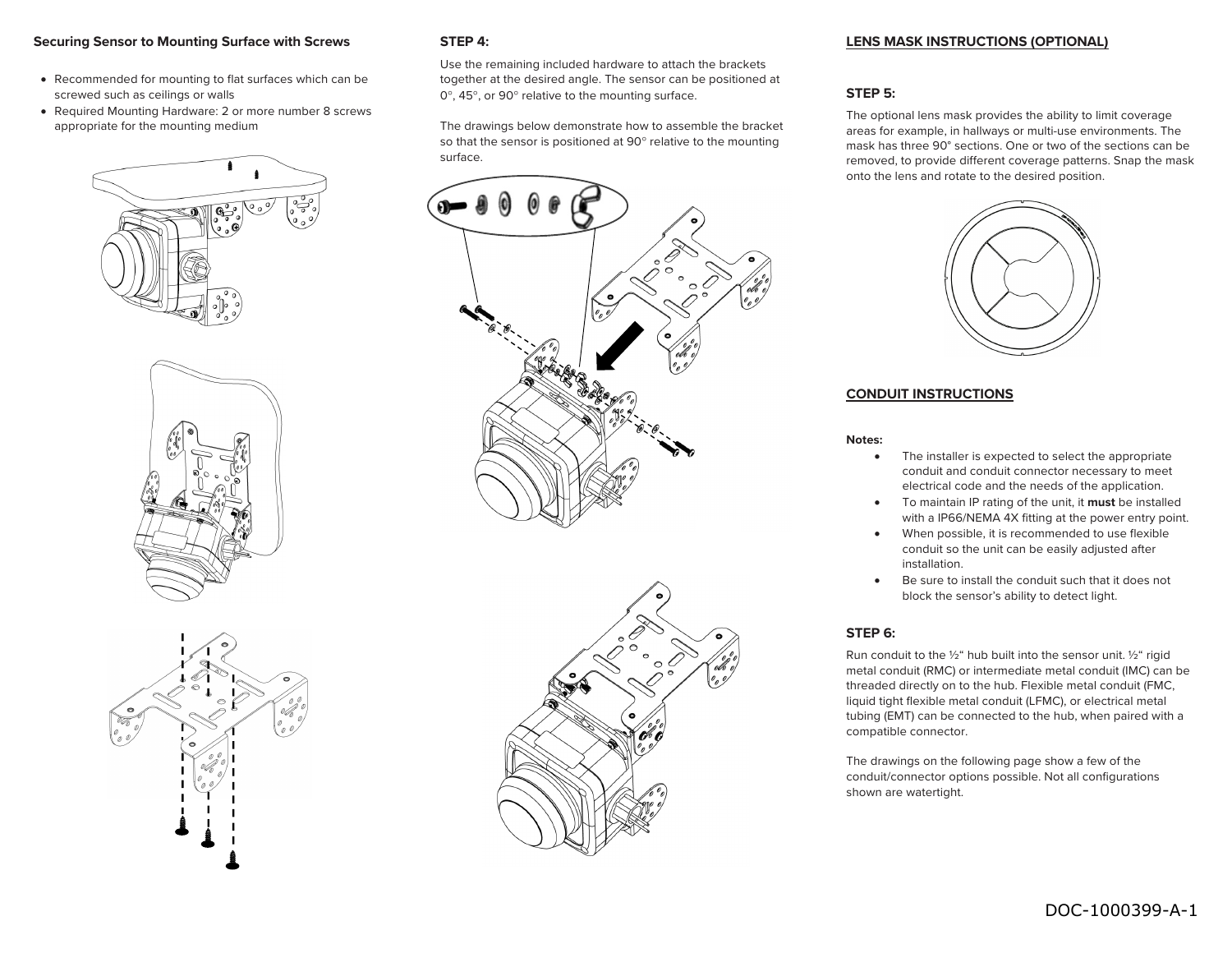**Securing Sensor to Mounting Surface with Screws**

- Recommended for mounting to flat surfaces which can be screwed such as ceilings or walls
- Required Mounting Hardware: 2 or more number 8 screws appropriate for the mounting medium

**STEP 4:**

Use the remaining included hardware to attach the brackets together at the desired angle. The sensor can be positioned at 0°, 45°, or 90° relative to the mounting surface.

The drawings below demonstrate how to assemble the bracket so that the sensor is positioned at 90° relative to the mounting surface.

**LENS MASK INSTRUCTIONS (OPTIONAL)**

**STEP 5:**

The optional lens mask provides the ability to limit coverage areas for example, in hallways or multi-use environments. The mask has three 90° sections. One or two of the sections can be removed, to provide different coverage patterns. Snap the mask onto the lens and rotate to the desired position.

**CONDUIT INSTRUCTIONS**

**Notes:**

- The installer is expected to select the appropriate conduit and conduit connector necessary to meet electrical code and the needs of the application.
- To maintain IP rating of the unit, it **must** be installed with a IP66/NEMA 4X fitting at the power entry point.
- When possible, it is recommended to use flexible conduit so the unit can be easily adjusted after installation.
- Be sure to install the conduit such that it does not block the sensor's ability to detect light.

**STEP 6:**

Run conduit to the ½" hub built into the sensor unit. ½" rigid metal conduit (RMC) or intermediate metal conduit (IMC) can be threaded directly on to the hub. Flexible metal conduit (FMC, liquid tight flexible metal conduit (LFMC), or electrical metal tubing (EMT) can be connected to the hub, when paired with a compatible connector.

The drawings on the following page show a few of the conduit/connector options possible. Not all configurations shown are watertight.

DOC-1000399-A-1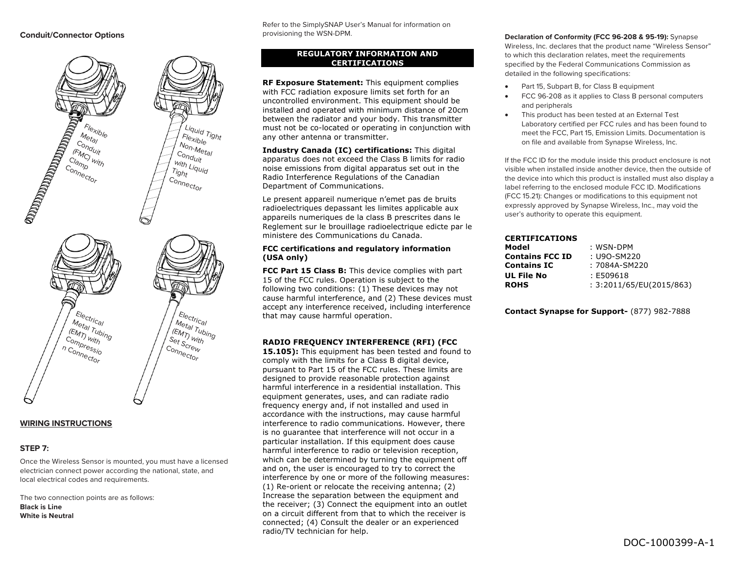**Conduit/Connector Options**

Flexible Metal Conduit (FMC) with Clamp Connector

Liquid Tight Flexible Non-Metal Conduit with Liquid Tight Connector

Electrical Metal Tubing (EMT) with Compression Connector

Electrical Metal Tubing (EMT) with Set Screw Connector

**WIRING INSTRUCTIONS**

**STEP 7:**

Once the Wireless Sensor is mounted, you must have a licensed electrician connect power according the national, state, and local electrical codes and requirements.

The two connection points are as follows:
**Black is Line**
**White is Neutral**

Refer to the SimplySNAP User's Manual for information on provisioning the WSN-DPM.

## REGULATORY INFORMATION AND CERTIFICATIONS

**RF Exposure Statement:** This equipment complies with FCC radiation exposure limits set forth for an uncontrolled environment. This equipment should be installed and operated with minimum distance of 20cm between the radiator and your body. This transmitter must not be co-located or operating in conjunction with any other antenna or transmitter.

**Industry Canada (IC) certifications:** This digital apparatus does not exceed the Class B limits for radio noise emissions from digital apparatus set out in the Radio Interference Regulations of the Canadian Department of Communications.

Le present appareil numerique n'emet pas de bruits radioelectriques depassant les limites applicable aux appareils numeriques de la class B prescrites dans le Reglement sur le brouillage radioelectrique edicte par le ministere des Communications du Canada.

**FCC certifications and regulatory information (USA only)**

**FCC Part 15 Class B:** This device complies with part 15 of the FCC rules. Operation is subject to the following two conditions: (1) These devices may not cause harmful interference, and (2) These devices must accept any interference received, including interference that may cause harmful operation.

**RADIO FREQUENCY INTERFERENCE (RFI) (FCC 15.105):** This equipment has been tested and found to comply with the limits for a Class B digital device, pursuant to Part 15 of the FCC rules. These limits are designed to provide reasonable protection against harmful interference in a residential installation. This equipment generates, uses, and can radiate radio frequency energy and, if not installed and used in accordance with the instructions, may cause harmful interference to radio communications. However, there is no guarantee that interference will not occur in a particular installation. If this equipment does cause harmful interference to radio or television reception, which can be determined by turning the equipment off and on, the user is encouraged to try to correct the interference by one or more of the following measures: (1) Re-orient or relocate the receiving antenna; (2) Increase the separation between the equipment and the receiver; (3) Connect the equipment into an outlet on a circuit different from that to which the receiver is connected; (4) Consult the dealer or an experienced radio/TV technician for help.

**Declaration of Conformity (FCC 96-208 & 95-19):** Synapse Wireless, Inc. declares that the product name "Wireless Sensor" to which this declaration relates, meet the requirements specified by the Federal Communications Commission as detailed in the following specifications:

- Part 15, Subpart B, for Class B equipment
- FCC 96-208 as it applies to Class B personal computers and peripherals
- This product has been tested at an External Test Laboratory certified per FCC rules and has been found to meet the FCC, Part 15, Emission Limits. Documentation is on file and available from Synapse Wireless, Inc.

If the FCC ID for the module inside this product enclosure is not visible when installed inside another device, then the outside of the device into which this product is installed must also display a label referring to the enclosed module FCC ID. Modifications (FCC 15.21): Changes or modifications to this equipment not expressly approved by Synapse Wireless, Inc., may void the user's authority to operate this equipment.

**CERTIFICATIONS**

| | |
|---|---|
| **Model** | : WSN-DPM |
| **Contains FCC ID** | : U9O-SM220 |
| **Contains IC** | : 7084A-SM220 |
| **UL File No** | : E509618 |
| **ROHS** | : 3:2011/65/EU(2015/863) |

**Contact Synapse for Support-** (877) 982-7888

DOC-1000399-A-1